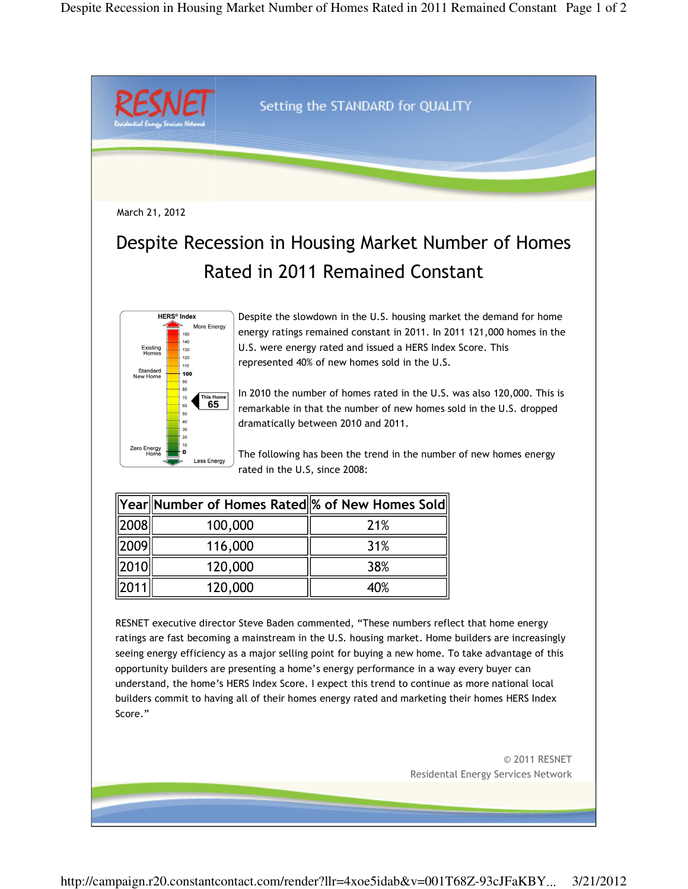RESNET
Residential Energy Services Network

Setting the STANDARD for QUALITY

March 21, 2012

# Despite Recession in Housing Market Number of Homes Rated in 2011 Remained Constant

Despite the slowdown in the U.S. housing market the demand for home energy ratings remained constant in 2011. In 2011 121,000 homes in the U.S. were energy rated and issued a HERS Index Score. This represented 40% of new homes sold in the U.S.

In 2010 the number of homes rated in the U.S. was also 120,000. This is remarkable in that the number of new homes sold in the U.S. dropped dramatically between 2010 and 2011.

The following has been the trend in the number of new homes energy rated in the U.S, since 2008:

| Year | Number of Homes Rated | % of New Homes Sold |
|---|---|---|
| 2008 | 100,000 | 21% |
| 2009 | 116,000 | 31% |
| 2010 | 120,000 | 38% |
| 2011 | 120,000 | 40% |

RESNET executive director Steve Baden commented, "These numbers reflect that home energy ratings are fast becoming a mainstream in the U.S. housing market. Home builders are increasingly seeing energy efficiency as a major selling point for buying a new home. To take advantage of this opportunity builders are presenting a home's energy performance in a way every buyer can understand, the home's HERS Index Score. I expect this trend to continue as more national local builders commit to having all of their homes energy rated and marketing their homes HERS Index Score."

© 2011 RESNET
Residental Energy Services Network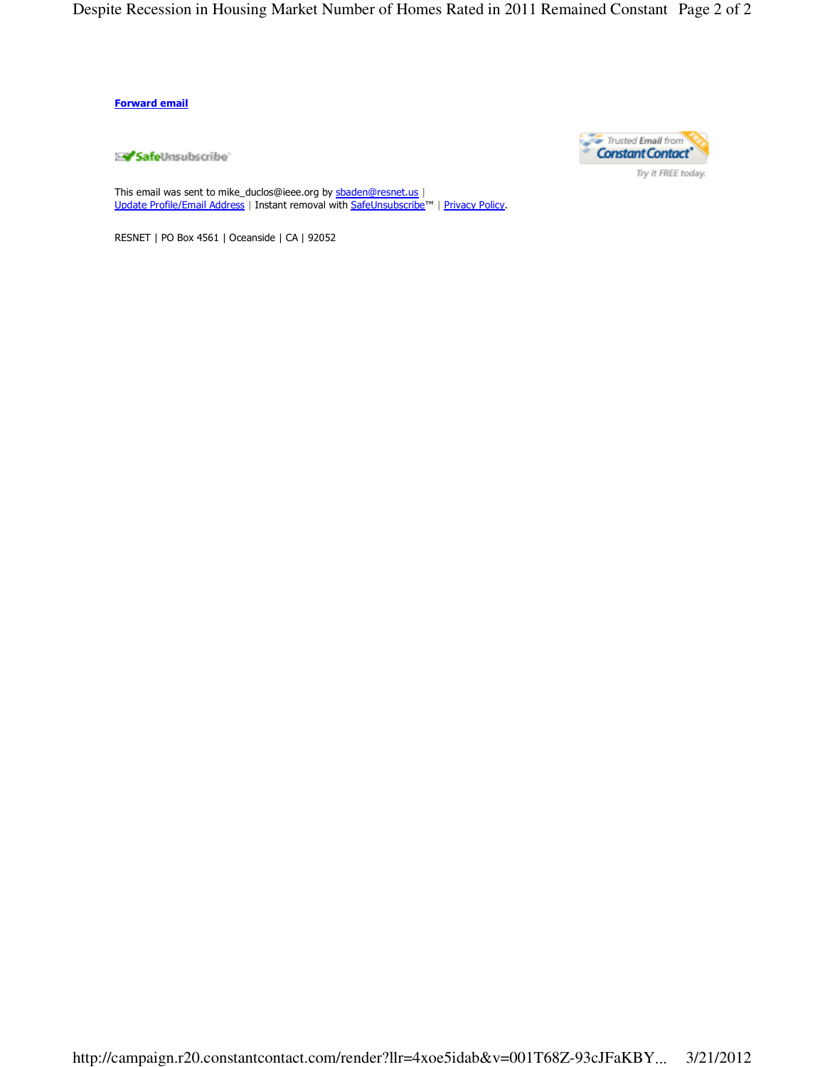**Forward email**

SafeUnsubscribe

Trusted Email from Constant Contact — Try it FREE today.

This email was sent to mike_duclos@ieee.org by sbaden@resnet.us |
Update Profile/Email Address | Instant removal with SafeUnsubscribe™ | Privacy Policy.

RESNET | PO Box 4561 | Oceanside | CA | 92052